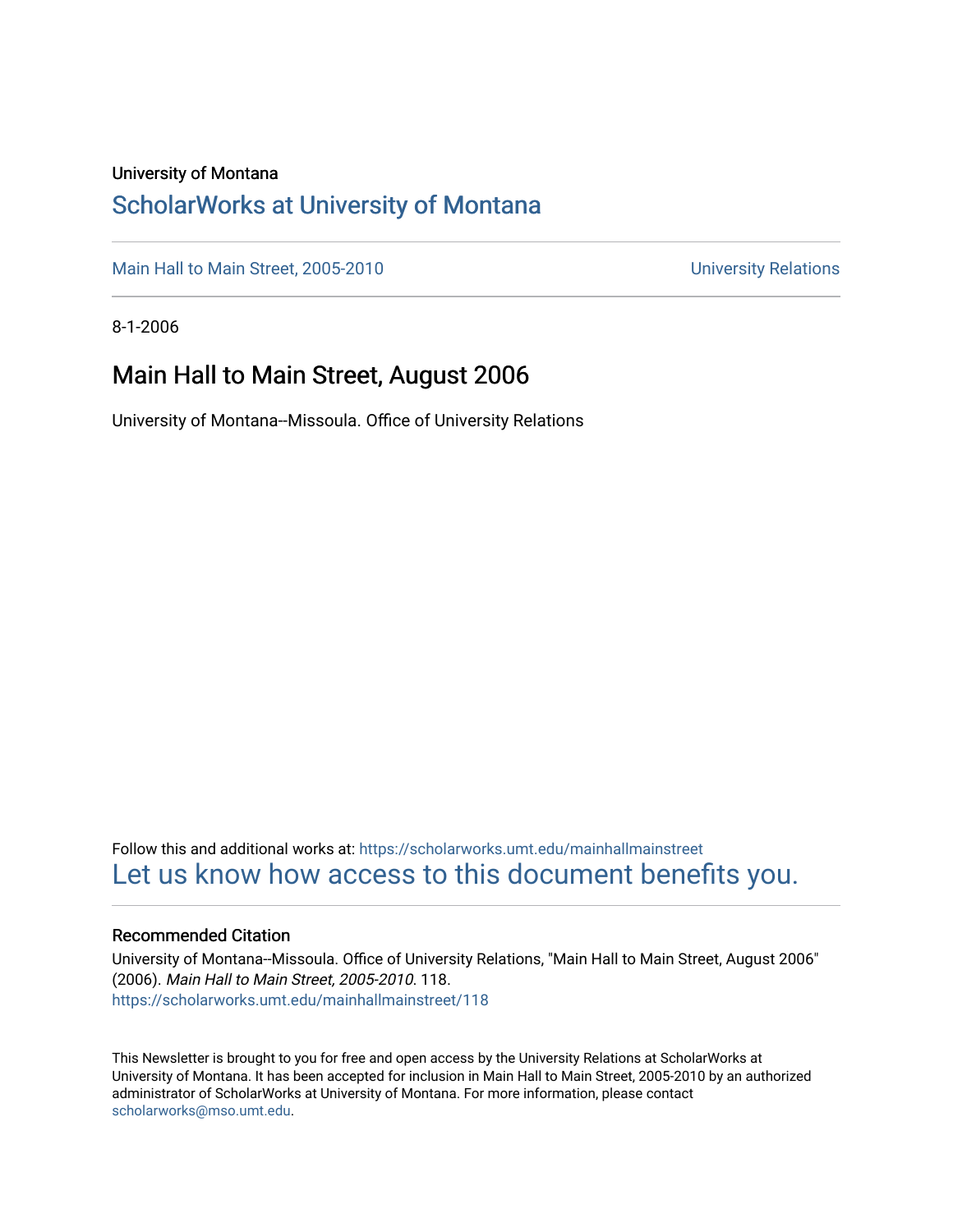University of Montana

## ScholarWorks at University of Montana

Main Hall to Main Street, 2005-2010 University Relations

8-1-2006

# Main Hall to Main Street, August 2006

University of Montana--Missoula. Office of University Relations

Follow this and additional works at: https://scholarworks.umt.edu/mainhallmainstreet

Let us know how access to this document benefits you.

### Recommended Citation

University of Montana--Missoula. Office of University Relations, "Main Hall to Main Street, August 2006" (2006). *Main Hall to Main Street, 2005-2010*. 118.
https://scholarworks.umt.edu/mainhallmainstreet/118

This Newsletter is brought to you for free and open access by the University Relations at ScholarWorks at University of Montana. It has been accepted for inclusion in Main Hall to Main Street, 2005-2010 by an authorized administrator of ScholarWorks at University of Montana. For more information, please contact scholarworks@mso.umt.edu.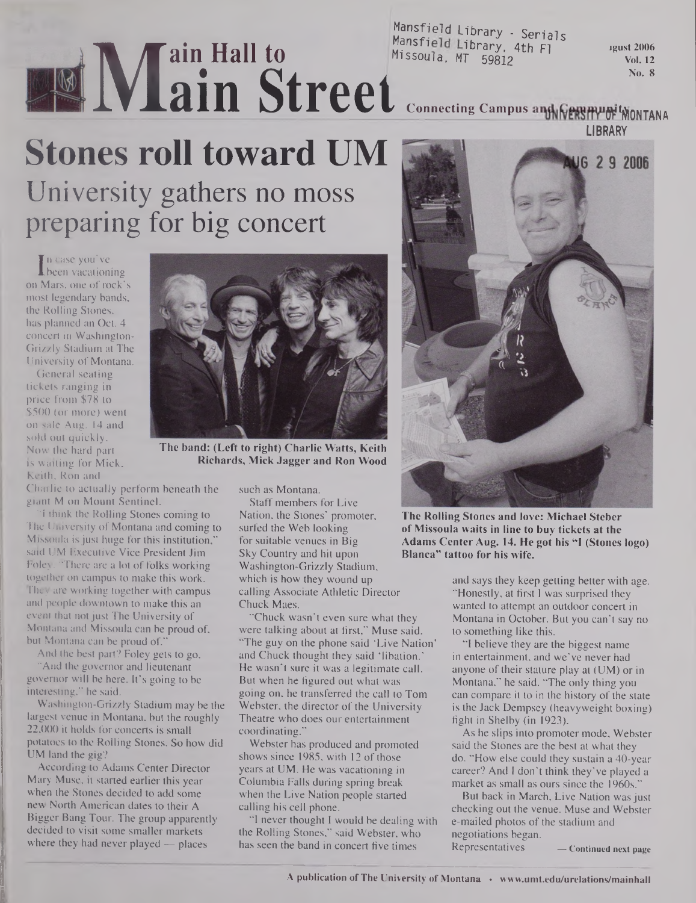# Main Hall to Main Street

Connecting Campus and Community

August 2006 Vol. 12 No. 8

## Stones roll toward UM

### University gathers no moss preparing for big concert

In case you've been vacationing on Mars, one of rock's most legendary bands, the Rolling Stones, has planned an Oct. 4 concert in Washington-Grizzly Stadium at The University of Montana.

General seating tickets ranging in price from $78 to $500 (or more) went on sale Aug. 14 and sold out quickly. Now the hard part is waiting for Mick, Keith, Ron and Charlie to actually perform beneath the giant M on Mount Sentinel.

**The band: (Left to right) Charlie Watts, Keith Richards, Mick Jagger and Ron Wood**

"I think the Rolling Stones coming to The University of Montana and coming to Missoula is just huge for this institution," said UM Executive Vice President Jim Foley. "There are a lot of folks working together on campus to make this work. They are working together with campus and people downtown to make this an event that not just The University of Montana and Missoula can be proud of, but Montana can be proud of."

And the best part? Foley gets to go.

"And the governor and lieutenant governor will be here. It's going to be interesting," he said.

Washington-Grizzly Stadium may be the largest venue in Montana, but the roughly 22,000 it holds for concerts is small potatoes to the Rolling Stones. So how did UM land the gig?

According to Adams Center Director Mary Muse, it started earlier this year when the Stones decided to add some new North American dates to their A Bigger Bang Tour. The group apparently decided to visit some smaller markets where they had never played — places such as Montana.

Staff members for Live Nation, the Stones' promoter, surfed the Web looking for suitable venues in Big Sky Country and hit upon Washington-Grizzly Stadium, which is how they wound up calling Associate Athletic Director Chuck Maes.

"Chuck wasn't even sure what they were talking about at first," Muse said. "The guy on the phone said 'Live Nation' and Chuck thought they said 'libation.' He wasn't sure it was a legitimate call. But when he figured out what was going on, he transferred the call to Tom Webster, the director of the University Theatre who does our entertainment coordinating."

Webster has produced and promoted shows since 1985, with 12 of those years at UM. He was vacationing in Columbia Falls during spring break when the Live Nation people started calling his cell phone.

"I never thought I would be dealing with the Rolling Stones," said Webster, who has seen the band in concert five times and says they keep getting better with age. "Honestly, at first I was surprised they wanted to attempt an outdoor concert in Montana in October. But you can't say no to something like this.

"I believe they are the biggest name in entertainment, and we've never had anyone of their stature play at (UM) or in Montana," he said. "The only thing you can compare it to in the history of the state is the Jack Dempsey (heavyweight boxing) fight in Shelby (in 1923).

As he slips into promoter mode, Webster said the Stones are the best at what they do. "How else could they sustain a 40-year career? And I don't think they've played a market as small as ours since the 1960s."

But back in March, Live Nation was just checking out the venue. Muse and Webster e-mailed photos of the stadium and negotiations began.

Representatives — Continued next page

**The Rolling Stones and love: Michael Steber of Missoula waits in line to buy tickets at the Adams Center Aug. 14. He got his "I (Stones logo) Blanca" tattoo for his wife.**

A publication of The University of Montana • www.umt.edu/urelations/mainhall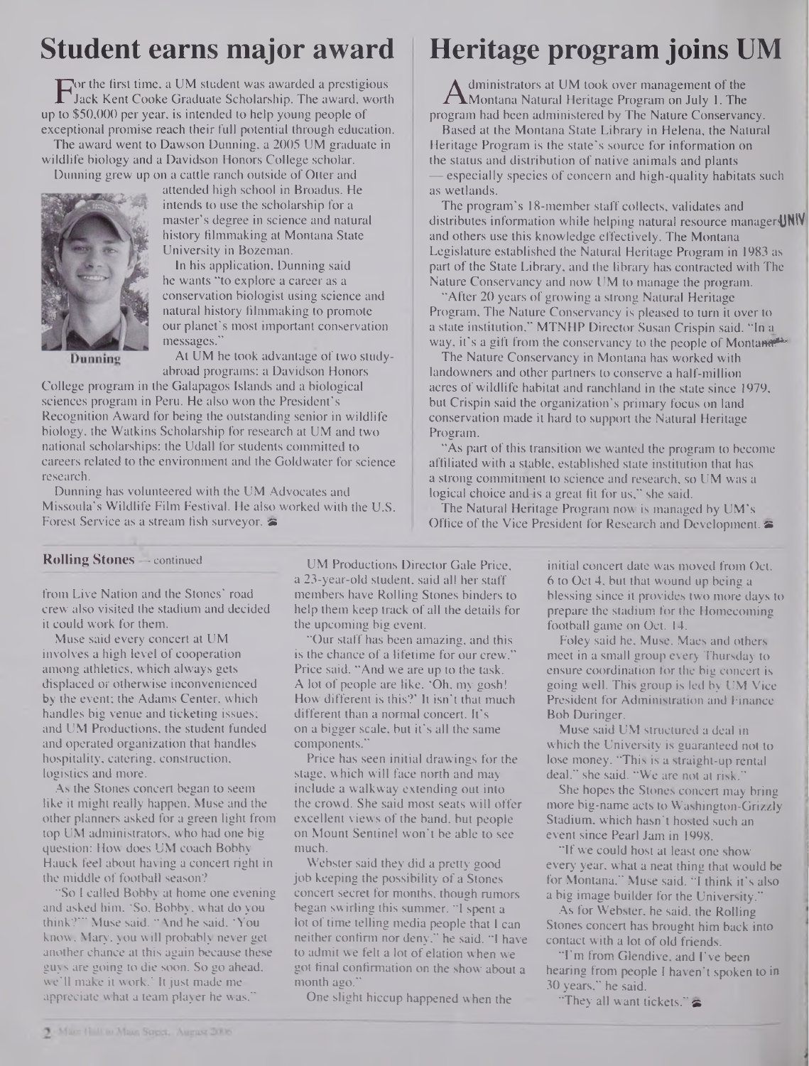## Student earns major award

For the first time, a UM student was awarded a prestigious Jack Kent Cooke Graduate Scholarship. The award, worth up to $50,000 per year, is intended to help young people of exceptional promise reach their full potential through education.

The award went to Dawson Dunning, a 2005 UM graduate in wildlife biology and a Davidson Honors College scholar.

Dunning grew up on a cattle ranch outside of Otter and attended high school in Broadus. He intends to use the scholarship for a master's degree in science and natural history filmmaking at Montana State University in Bozeman.

Dunning

In his application, Dunning said he wants "to explore a career as a conservation biologist using science and natural history filmmaking to promote our planet's most important conservation messages."

At UM he took advantage of two study-abroad programs: a Davidson Honors College program in the Galapagos Islands and a biological sciences program in Peru. He also won the President's Recognition Award for being the outstanding senior in wildlife biology, the Watkins Scholarship for research at UM and two national scholarships: the Udall for students committed to careers related to the environment and the Goldwater for science research.

Dunning has volunteered with the UM Advocates and Missoula's Wildlife Film Festival. He also worked with the U.S. Forest Service as a stream fish surveyor.

## Heritage program joins UM

Administrators at UM took over management of the Montana Natural Heritage Program on July 1. The program had been administered by The Nature Conservancy.

Based at the Montana State Library in Helena, the Natural Heritage Program is the state's source for information on the status and distribution of native animals and plants — especially species of concern and high-quality habitats such as wetlands.

The program's 18-member staff collects, validates and distributes information while helping natural resource managers and others use this knowledge effectively. The Montana Legislature established the Natural Heritage Program in 1983 as part of the State Library, and the library has contracted with The Nature Conservancy and now UM to manage the program.

"After 20 years of growing a strong Natural Heritage Program, The Nature Conservancy is pleased to turn it over to a state institution," MTNHP Director Susan Crispin said. "In a way, it's a gift from the conservancy to the people of Montana."

The Nature Conservancy in Montana has worked with landowners and other partners to conserve a half-million acres of wildlife habitat and ranchland in the state since 1979, but Crispin said the organization's primary focus on land conservation made it hard to support the Natural Heritage Program.

"As part of this transition we wanted the program to become affiliated with a stable, established state institution that has a strong commitment to science and research, so UM was a logical choice and is a great fit for us," she said.

The Natural Heritage Program now is managed by UM's Office of the Vice President for Research and Development.

### Rolling Stones — continued

from Live Nation and the Stones' road crew also visited the stadium and decided it could work for them.

Muse said every concert at UM involves a high level of cooperation among athletics, which always gets displaced or otherwise inconvenienced by the event; the Adams Center, which handles big venue and ticketing issues; and UM Productions, the student funded and operated organization that handles hospitality, catering, construction, logistics and more.

As the Stones concert began to seem like it might really happen, Muse and the other planners asked for a green light from top UM administrators, who had one big question: How does UM coach Bobby Hauck feel about having a concert right in the middle of football season?

"So I called Bobby at home one evening and asked him, 'So, Bobby, what do you think?'" Muse said. "And he said, 'You know, Mary, you will probably never get another chance at this again because these guys are going to die soon. So go ahead, we'll make it work.' It just made me appreciate what a team player he was."

UM Productions Director Gale Price, a 23-year-old student, said all her staff members have Rolling Stones binders to help them keep track of all the details for the upcoming big event.

"Our staff has been amazing, and this is the chance of a lifetime for our crew," Price said. "And we are up to the task. A lot of people are like, 'Oh, my gosh! How different is this?' It isn't that much different than a normal concert. It's on a bigger scale, but it's all the same components."

Price has seen initial drawings for the stage, which will face north and may include a walkway extending out into the crowd. She said most seats will offer excellent views of the band, but people on Mount Sentinel won't be able to see much.

Webster said they did a pretty good job keeping the possibility of a Stones concert secret for months, though rumors began swirling this summer. "I spent a lot of time telling media people that I can neither confirm nor deny," he said. "I have to admit we felt a lot of elation when we got final confirmation on the show about a month ago."

One slight hiccup happened when the initial concert date was moved from Oct. 6 to Oct 4, but that wound up being a blessing since it provides two more days to prepare the stadium for the Homecoming football game on Oct. 14.

Foley said he, Muse, Maes and others meet in a small group every Thursday to ensure coordination for the big concert is going well. This group is led by UM Vice President for Administration and Finance Bob Duringer.

Muse said UM structured a deal in which the University is guaranteed not to lose money. "This is a straight-up rental deal," she said. "We are not at risk."

She hopes the Stones concert may bring more big-name acts to Washington-Grizzly Stadium, which hasn't hosted such an event since Pearl Jam in 1998.

"If we could host at least one show every year, what a neat thing that would be for Montana," Muse said. "I think it's also a big image builder for the University."

As for Webster, he said, the Rolling Stones concert has brought him back into contact with a lot of old friends.

"I'm from Glendive, and I've been hearing from people I haven't spoken to in 30 years," he said.

"They all want tickets."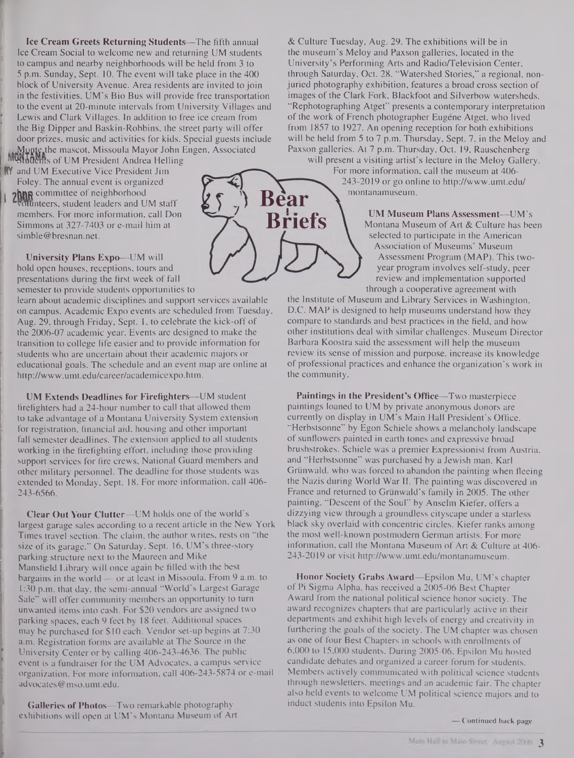## Bear Briefs

**Ice Cream Greets Returning Students**—The fifth annual Ice Cream Social to welcome new and returning UM students to campus and nearby neighborhoods will be held from 3 to 5 p.m. Sunday, Sept. 10. The event will take place in the 400 block of University Avenue. Area residents are invited to join in the festivities. UM's Bio Bus will provide free transportation to the event at 20-minute intervals from University Villages and Lewis and Clark Villages. In addition to free ice cream from the Big Dipper and Baskin-Robbins, the street party will offer door prizes, music and activities for kids. Special guests include Monte the mascot, Missoula Mayor John Engen, Associated Students of UM President Andrea Helling and UM Executive Vice President Jim Foley. The annual event is organized by a committee of neighborhood volunteers, student leaders and UM staff members. For more information, call Don Simmons at 327-7403 or e-mail him at simble@bresnan.net.

**University Plans Expo**—UM will hold open houses, receptions, tours and presentations during the first week of fall semester to provide students opportunities to learn about academic disciplines and support services available on campus. Academic Expo events are scheduled from Tuesday, Aug. 29, through Friday, Sept. 1, to celebrate the kick-off of the 2006-07 academic year. Events are designed to make the transition to college life easier and to provide information for students who are uncertain about their academic majors or educational goals. The schedule and an event map are online at http://www.umt.edu/career/academicexpo.htm.

**UM Extends Deadlines for Firefighters**—UM student firefighters had a 24-hour number to call that allowed them to take advantage of a Montana University System extension for registration, financial aid, housing and other important fall semester deadlines. The extension applied to all students working in the firefighting effort, including those providing support services for fire crews, National Guard members and other military personnel. The deadline for those students was extended to Monday, Sept. 18. For more information, call 406-243-6566.

**Clear Out Your Clutter**—UM holds one of the world's largest garage sales according to a recent article in the New York Times travel section. The claim, the author writes, rests on "the size of its garage." On Saturday, Sept. 16, UM's three-story parking structure next to the Maureen and Mike Mansfield Library will once again be filled with the best bargains in the world — or at least in Missoula. From 9 a.m. to 1:30 p.m. that day, the semi-annual "World's Largest Garage Sale" will offer community members an opportunity to turn unwanted items into cash. For $20 vendors are assigned two parking spaces, each 9 feet by 18 feet. Additional spaces may be purchased for $10 each. Vendor set-up begins at 7:30 a.m. Registration forms are available at The Source in the University Center or by calling 406-243-4636. The public event is a fundraiser for the UM Advocates, a campus service organization. For more information, call 406-243-5874 or e-mail advocates@mso.umt.edu.

**Galleries of Photos**—Two remarkable photography exhibitions will open at UM's Montana Museum of Art & Culture Tuesday, Aug. 29. The exhibitions will be in the museum's Meloy and Paxson galleries, located in the University's Performing Arts and Radio/Television Center, through Saturday, Oct. 28. "Watershed Stories," a regional, non-juried photography exhibition, features a broad cross section of images of the Clark Fork, Blackfoot and Silverbow watersheds. "Rephotographing Atget" presents a contemporary interpretation of the work of French photographer Eugène Atget, who lived from 1857 to 1927. An opening reception for both exhibitions will be held from 5 to 7 p.m. Thursday, Sept. 7, in the Meloy and Paxson galleries. At 7 p.m. Thursday, Oct. 19, Rauschenberg will present a visiting artist's lecture in the Meloy Gallery. For more information, call the museum at 406-243-2019 or go online to http://www.umt.edu/montanamuseum.

**UM Museum Plans Assessment**—UM's Montana Museum of Art & Culture has been selected to participate in the American Association of Museums' Museum Assessment Program (MAP). This two-year program involves self-study, peer review and implementation supported through a cooperative agreement with the Institute of Museum and Library Services in Washington, D.C. MAP is designed to help museums understand how they compare to standards and best practices in the field, and how other institutions deal with similar challenges. Museum Director Barbara Koostra said the assessment will help the museum review its sense of mission and purpose, increase its knowledge of professional practices and enhance the organization's work in the community.

**Paintings in the President's Office**—Two masterpiece paintings loaned to UM by private anonymous donors are currently on display in UM's Main Hall President's Office. "Herbstsonne" by Egon Schiele shows a melancholy landscape of sunflowers painted in earth tones and expressive broad brushstrokes. Schiele was a premier Expressionist from Austria, and "Herbstsonne" was purchased by a Jewish man, Karl Grünwald, who was forced to abandon the painting when fleeing the Nazis during World War II. The painting was discovered in France and returned to Grünwald's family in 2005. The other painting, "Descent of the Soul" by Anselm Kiefer, offers a dizzying view through a groundless cityscape under a starless black sky overlaid with concentric circles. Kiefer ranks among the most well-known postmodern German artists. For more information, call the Montana Museum of Art & Culture at 406-243-2019 or visit http://www.umt.edu/montanamuseum.

**Honor Society Grabs Award**—Epsilon Mu, UM's chapter of Pi Sigma Alpha, has received a 2005-06 Best Chapter Award from the national political science honor society. The award recognizes chapters that are particularly active in their departments and exhibit high levels of energy and creativity in furthering the goals of the society. The UM chapter was chosen as one of four Best Chapters in schools with enrollments of 6,000 to 15,000 students. During 2005-06, Epsilon Mu hosted candidate debates and organized a career forum for students. Members actively communicated with political science students through newsletters, meetings and an academic fair. The chapter also held events to welcome UM political science majors and to induct students into Epsilon Mu.

— Continued back page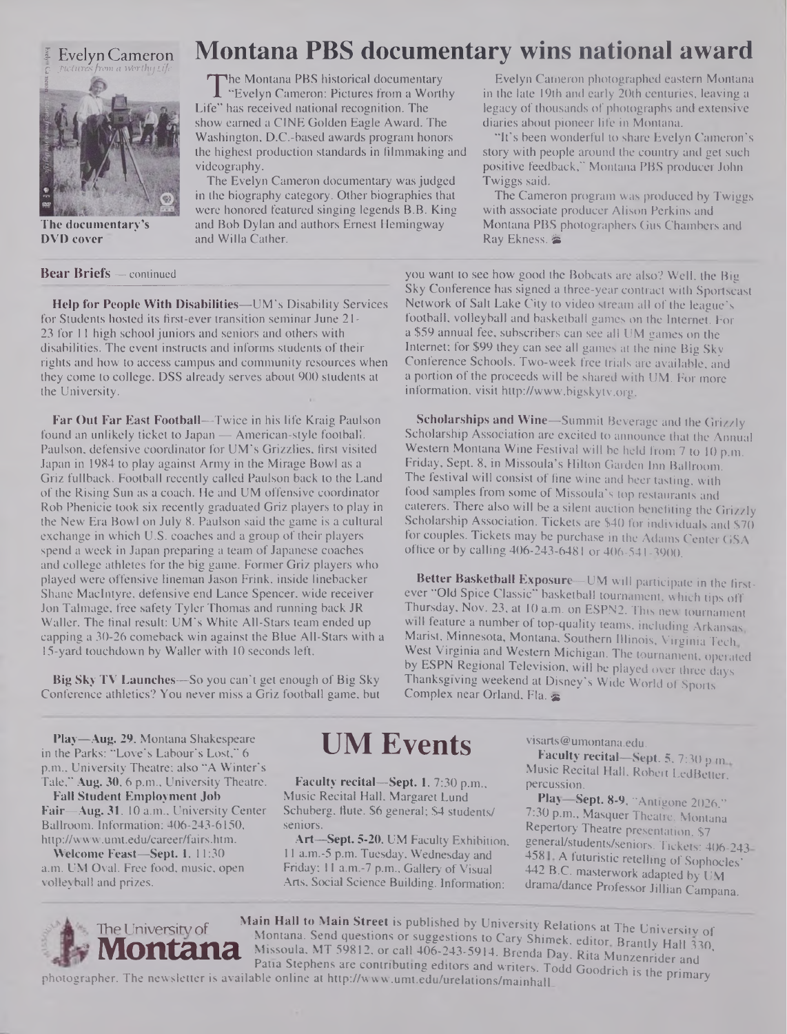# Montana PBS documentary wins national award

Evelyn Cameron
*Pictures from a Worthy Life*

**The documentary's DVD cover**

The Montana PBS historical documentary "Evelyn Cameron: Pictures from a Worthy Life" has received national recognition. The show earned a CINE Golden Eagle Award. The Washington, D.C.-based awards program honors the highest production standards in filmmaking and videography.

The Evelyn Cameron documentary was judged in the biography category. Other biographies that were honored featured singing legends B.B. King and Bob Dylan and authors Ernest Hemingway and Willa Cather.

Evelyn Cameron photographed eastern Montana in the late 19th and early 20th centuries, leaving a legacy of thousands of photographs and extensive diaries about pioneer life in Montana.

"It's been wonderful to share Evelyn Cameron's story with people around the country and get such positive feedback," Montana PBS producer John Twiggs said.

The Cameron program was produced by Twiggs with associate producer Alison Perkins and Montana PBS photographers Gus Chambers and Ray Ekness.

## Bear Briefs — continued

**Help for People With Disabilities**—UM's Disability Services for Students hosted its first-ever transition seminar June 21-23 for 11 high school juniors and seniors and others with disabilities. The event instructs and informs students of their rights and how to access campus and community resources when they come to college. DSS already serves about 900 students at the University.

**Far Out Far East Football**—Twice in his life Kraig Paulson found an unlikely ticket to Japan — American-style football. Paulson, defensive coordinator for UM's Grizzlies, first visited Japan in 1984 to play against Army in the Mirage Bowl as a Griz fullback. Football recently called Paulson back to the Land of the Rising Sun as a coach. He and UM offensive coordinator Rob Phenicie took six recently graduated Griz players to play in the New Era Bowl on July 8. Paulson said the game is a cultural exchange in which U.S. coaches and a group of their players spend a week in Japan preparing a team of Japanese coaches and college athletes for the big game. Former Griz players who played were offensive lineman Jason Frink, inside linebacker Shane MacIntyre, defensive end Lance Spencer, wide receiver Jon Talmage, free safety Tyler Thomas and running back JR Waller. The final result: UM's White All-Stars team ended up capping a 30-26 comeback win against the Blue All-Stars with a 15-yard touchdown by Waller with 10 seconds left.

**Big Sky TV Launches**—So you can't get enough of Big Sky Conference athletics? You never miss a Griz football game, but you want to see how good the Bobcats are also? Well, the Big Sky Conference has signed a three-year contract with Sportscast Network of Salt Lake City to video stream all of the league's football, volleyball and basketball games on the Internet. For a $59 annual fee, subscribers can see all UM games on the Internet; for $99 they can see all games at the nine Big Sky Conference Schools. Two-week free trials are available, and a portion of the proceeds will be shared with UM. For more information, visit http://www.bigskytv.org.

**Scholarships and Wine**—Summit Beverage and the Grizzly Scholarship Association are excited to announce that the Annual Western Montana Wine Festival will be held from 7 to 10 p.m. Friday, Sept. 8, in Missoula's Hilton Garden Inn Ballroom. The festival will consist of fine wine and beer tasting, with food samples from some of Missoula's top restaurants and caterers. There also will be a silent auction benefiting the Grizzly Scholarship Association. Tickets are $40 for individuals and $70 for couples. Tickets may be purchase in the Adams Center GSA office or by calling 406-243-6481 or 406-541-3900.

**Better Basketball Exposure**—UM will participate in the first-ever "Old Spice Classic" basketball tournament, which tips off Thursday, Nov. 23, at 10 a.m. on ESPN2. This new tournament will feature a number of top-quality teams, including Arkansas, Marist, Minnesota, Montana, Southern Illinois, Virginia Tech, West Virginia and Western Michigan. The tournament, operated by ESPN Regional Television, will be played over three days Thanksgiving weekend at Disney's Wide World of Sports Complex near Orland, Fla.

# UM Events

**Play—Aug. 29.** Montana Shakespeare in the Parks: "Love's Labour's Lost," 6 p.m., University Theatre; also "A Winter's Tale," **Aug. 30**, 6 p.m., University Theatre.

**Fall Student Employment Job Fair**—**Aug. 31**, 10 a.m., University Center Ballroom. Information: 406-243-6150, http://www.umt.edu/career/fairs.htm.

**Welcome Feast—Sept. 1**, 11:30 a.m. UM Oval. Free food, music, open volleyball and prizes.

**Faculty recital—Sept. 1**, 7:30 p.m., Music Recital Hall. Margaret Lund Schuberg, flute. $6 general; $4 students/seniors.

**Art—Sept. 5-20.** UM Faculty Exhibition, 11 a.m.-5 p.m. Tuesday, Wednesday and Friday; 11 a.m.-7 p.m., Gallery of Visual Arts, Social Science Building. Information: visarts@umontana.edu.

**Faculty recital—Sept. 5**, 7:30 p.m., Music Recital Hall. Robert LedBetter, percussion.

**Play—Sept. 8-9**, "Antigone 2026," 7:30 p.m., Masquer Theatre. Montana Repertory Theatre presentation. $7 general/students/seniors. Tickets: 406-243-4581. A futuristic retelling of Sophocles' 442 B.C. masterwork adapted by UM drama/dance Professor Jillian Campana.

The University of Montana

**Main Hall to Main Street** is published by University Relations at The University of Montana. Send questions or suggestions to Cary Shimek, editor, Brantly Hall 330, Missoula, MT 59812, or call 406-243-5914. Brenda Day, Rita Munzenrider and Patia Stephens are contributing editors and writers. Todd Goodrich is the primary photographer. The newsletter is available online at http://www.umt.edu/urelations/mainhall.